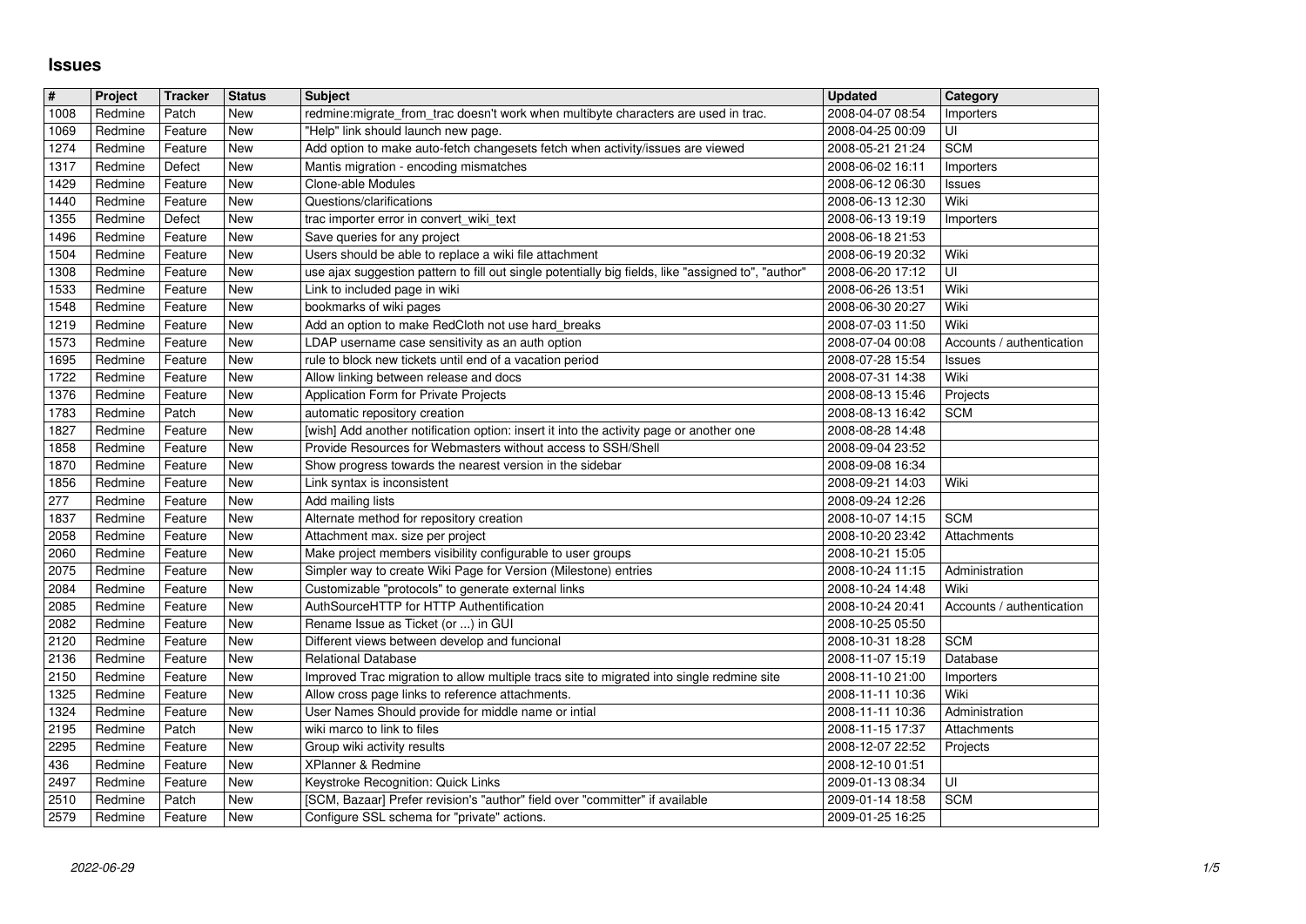# Issues

| # | Project | Tracker | Status | Subject | Updated | Category |
|---|---|---|---|---|---|---|
| 1008 | Redmine | Patch | New | redmine:migrate_from_trac doesn't work when multibyte characters are used in trac. | 2008-04-07 08:54 | Importers |
| 1069 | Redmine | Feature | New | "Help" link should launch new page. | 2008-04-25 00:09 | UI |
| 1274 | Redmine | Feature | New | Add option to make auto-fetch changesets fetch when activity/issues are viewed | 2008-05-21 21:24 | SCM |
| 1317 | Redmine | Defect | New | Mantis migration - encoding mismatches | 2008-06-02 16:11 | Importers |
| 1429 | Redmine | Feature | New | Clone-able Modules | 2008-06-12 06:30 | Issues |
| 1440 | Redmine | Feature | New | Questions/clarifications | 2008-06-13 12:30 | Wiki |
| 1355 | Redmine | Defect | New | trac importer error in convert_wiki_text | 2008-06-13 19:19 | Importers |
| 1496 | Redmine | Feature | New | Save queries for any project | 2008-06-18 21:53 | |
| 1504 | Redmine | Feature | New | Users should be able to replace a wiki file attachment | 2008-06-19 20:32 | Wiki |
| 1308 | Redmine | Feature | New | use ajax suggestion pattern to fill out single potentially big fields, like "assigned to", "author" | 2008-06-20 17:12 | UI |
| 1533 | Redmine | Feature | New | Link to included page in wiki | 2008-06-26 13:51 | Wiki |
| 1548 | Redmine | Feature | New | bookmarks of wiki pages | 2008-06-30 20:27 | Wiki |
| 1219 | Redmine | Feature | New | Add an option to make RedCloth not use hard_breaks | 2008-07-03 11:50 | Wiki |
| 1573 | Redmine | Feature | New | LDAP username case sensitivity as an auth option | 2008-07-04 00:08 | Accounts / authentication |
| 1695 | Redmine | Feature | New | rule to block new tickets until end of a vacation period | 2008-07-28 15:54 | Issues |
| 1722 | Redmine | Feature | New | Allow linking between release and docs | 2008-07-31 14:38 | Wiki |
| 1376 | Redmine | Feature | New | Application Form for Private Projects | 2008-08-13 15:46 | Projects |
| 1783 | Redmine | Patch | New | automatic repository creation | 2008-08-13 16:42 | SCM |
| 1827 | Redmine | Feature | New | [wish] Add another notification option: insert it into the activity page or another one | 2008-08-28 14:48 | |
| 1858 | Redmine | Feature | New | Provide Resources for Webmasters without access to SSH/Shell | 2008-09-04 23:52 | |
| 1870 | Redmine | Feature | New | Show progress towards the nearest version in the sidebar | 2008-09-08 16:34 | |
| 1856 | Redmine | Feature | New | Link syntax is inconsistent | 2008-09-21 14:03 | Wiki |
| 277 | Redmine | Feature | New | Add mailing lists | 2008-09-24 12:26 | |
| 1837 | Redmine | Feature | New | Alternate method for repository creation | 2008-10-07 14:15 | SCM |
| 2058 | Redmine | Feature | New | Attachment max. size per project | 2008-10-20 23:42 | Attachments |
| 2060 | Redmine | Feature | New | Make project members visibility configurable to user groups | 2008-10-21 15:05 | |
| 2075 | Redmine | Feature | New | Simpler way to create Wiki Page for Version (Milestone) entries | 2008-10-24 11:15 | Administration |
| 2084 | Redmine | Feature | New | Customizable "protocols" to generate external links | 2008-10-24 14:48 | Wiki |
| 2085 | Redmine | Feature | New | AuthSourceHTTP for HTTP Authentification | 2008-10-24 20:41 | Accounts / authentication |
| 2082 | Redmine | Feature | New | Rename Issue as Ticket (or ...) in GUI | 2008-10-25 05:50 | |
| 2120 | Redmine | Feature | New | Different views between develop and funcional | 2008-10-31 18:28 | SCM |
| 2136 | Redmine | Feature | New | Relational Database | 2008-11-07 15:19 | Database |
| 2150 | Redmine | Feature | New | Improved Trac migration to allow multiple tracs site to migrated into single redmine site | 2008-11-10 21:00 | Importers |
| 1325 | Redmine | Feature | New | Allow cross page links to reference attachments. | 2008-11-11 10:36 | Wiki |
| 1324 | Redmine | Feature | New | User Names Should provide for middle name or intial | 2008-11-11 10:36 | Administration |
| 2195 | Redmine | Patch | New | wiki marco to link to files | 2008-11-15 17:37 | Attachments |
| 2295 | Redmine | Feature | New | Group wiki activity results | 2008-12-07 22:52 | Projects |
| 436 | Redmine | Feature | New | XPlanner & Redmine | 2008-12-10 01:51 | |
| 2497 | Redmine | Feature | New | Keystroke Recognition: Quick Links | 2009-01-13 08:34 | UI |
| 2510 | Redmine | Patch | New | [SCM, Bazaar] Prefer revision's "author" field over "committer" if available | 2009-01-14 18:58 | SCM |
| 2579 | Redmine | Feature | New | Configure SSL schema for "private" actions. | 2009-01-25 16:25 | |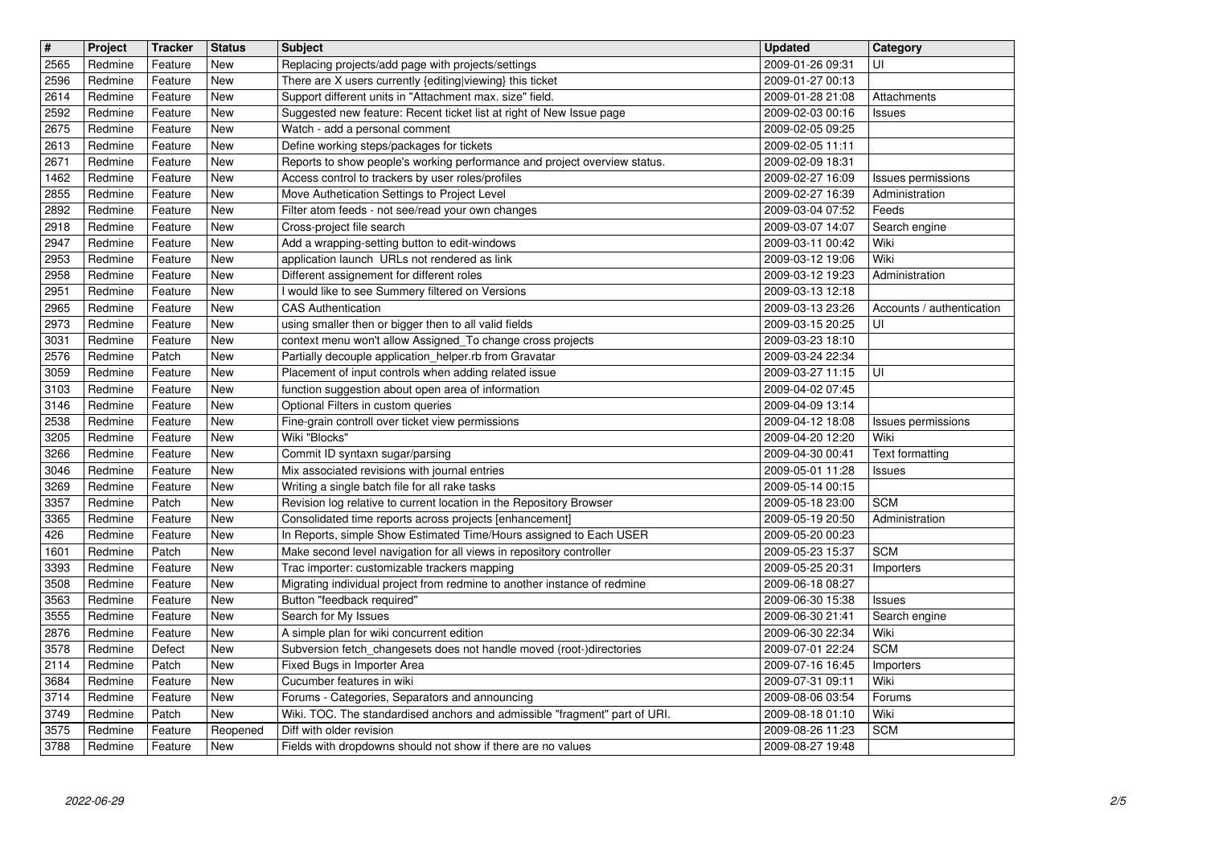| # | Project | Tracker | Status | Subject | Updated | Category |
|---|---|---|---|---|---|---|
| 2565 | Redmine | Feature | New | Replacing projects/add page with projects/settings | 2009-01-26 09:31 | UI |
| 2596 | Redmine | Feature | New | There are X users currently {editing\|viewing} this ticket | 2009-01-27 00:13 | |
| 2614 | Redmine | Feature | New | Support different units in "Attachment max. size" field. | 2009-01-28 21:08 | Attachments |
| 2592 | Redmine | Feature | New | Suggested new feature: Recent ticket list at right of New Issue page | 2009-02-03 00:16 | Issues |
| 2675 | Redmine | Feature | New | Watch - add a personal comment | 2009-02-05 09:25 | |
| 2613 | Redmine | Feature | New | Define working steps/packages for tickets | 2009-02-05 11:11 | |
| 2671 | Redmine | Feature | New | Reports to show people's working performance and project overview status. | 2009-02-09 18:31 | |
| 1462 | Redmine | Feature | New | Access control to trackers by user roles/profiles | 2009-02-27 16:09 | Issues permissions |
| 2855 | Redmine | Feature | New | Move Authetication Settings to Project Level | 2009-02-27 16:39 | Administration |
| 2892 | Redmine | Feature | New | Filter atom feeds - not see/read your own changes | 2009-03-04 07:52 | Feeds |
| 2918 | Redmine | Feature | New | Cross-project file search | 2009-03-07 14:07 | Search engine |
| 2947 | Redmine | Feature | New | Add a wrapping-setting button to edit-windows | 2009-03-11 00:42 | Wiki |
| 2953 | Redmine | Feature | New | application launch URLs not rendered as link | 2009-03-12 19:06 | Wiki |
| 2958 | Redmine | Feature | New | Different assignement for different roles | 2009-03-12 19:23 | Administration |
| 2951 | Redmine | Feature | New | I would like to see Summery filtered on Versions | 2009-03-13 12:18 | |
| 2965 | Redmine | Feature | New | CAS Authentication | 2009-03-13 23:26 | Accounts / authentication |
| 2973 | Redmine | Feature | New | using smaller then or bigger then to all valid fields | 2009-03-15 20:25 | UI |
| 3031 | Redmine | Feature | New | context menu won't allow Assigned_To change cross projects | 2009-03-23 18:10 | |
| 2576 | Redmine | Patch | New | Partially decouple application_helper.rb from Gravatar | 2009-03-24 22:34 | |
| 3059 | Redmine | Feature | New | Placement of input controls when adding related issue | 2009-03-27 11:15 | UI |
| 3103 | Redmine | Feature | New | function suggestion about open area of information | 2009-04-02 07:45 | |
| 3146 | Redmine | Feature | New | Optional Filters in custom queries | 2009-04-09 13:14 | |
| 2538 | Redmine | Feature | New | Fine-grain controll over ticket view permissions | 2009-04-12 18:08 | Issues permissions |
| 3205 | Redmine | Feature | New | Wiki "Blocks" | 2009-04-20 12:20 | Wiki |
| 3266 | Redmine | Feature | New | Commit ID syntaxn sugar/parsing | 2009-04-30 00:41 | Text formatting |
| 3046 | Redmine | Feature | New | Mix associated revisions with journal entries | 2009-05-01 11:28 | Issues |
| 3269 | Redmine | Feature | New | Writing a single batch file for all rake tasks | 2009-05-14 00:15 | |
| 3357 | Redmine | Patch | New | Revision log relative to current location in the Repository Browser | 2009-05-18 23:00 | SCM |
| 3365 | Redmine | Feature | New | Consolidated time reports across projects [enhancement] | 2009-05-19 20:50 | Administration |
| 426 | Redmine | Feature | New | In Reports, simple Show Estimated Time/Hours assigned to Each USER | 2009-05-20 00:23 | |
| 1601 | Redmine | Patch | New | Make second level navigation for all views in repository controller | 2009-05-23 15:37 | SCM |
| 3393 | Redmine | Feature | New | Trac importer: customizable trackers mapping | 2009-05-25 20:31 | Importers |
| 3508 | Redmine | Feature | New | Migrating individual project from redmine to another instance of redmine | 2009-06-18 08:27 | |
| 3563 | Redmine | Feature | New | Button "feedback required" | 2009-06-30 15:38 | Issues |
| 3555 | Redmine | Feature | New | Search for My Issues | 2009-06-30 21:41 | Search engine |
| 2876 | Redmine | Feature | New | A simple plan for wiki concurrent edition | 2009-06-30 22:34 | Wiki |
| 3578 | Redmine | Defect | New | Subversion fetch_changesets does not handle moved (root-)directories | 2009-07-01 22:24 | SCM |
| 2114 | Redmine | Patch | New | Fixed Bugs in Importer Area | 2009-07-16 16:45 | Importers |
| 3684 | Redmine | Feature | New | Cucumber features in wiki | 2009-07-31 09:11 | Wiki |
| 3714 | Redmine | Feature | New | Forums - Categories, Separators and announcing | 2009-08-06 03:54 | Forums |
| 3749 | Redmine | Patch | New | Wiki. TOC. The standardised anchors and admissible "fragment" part of URI. | 2009-08-18 01:10 | Wiki |
| 3575 | Redmine | Feature | Reopened | Diff with older revision | 2009-08-26 11:23 | SCM |
| 3788 | Redmine | Feature | New | Fields with dropdowns should not show if there are no values | 2009-08-27 19:48 | |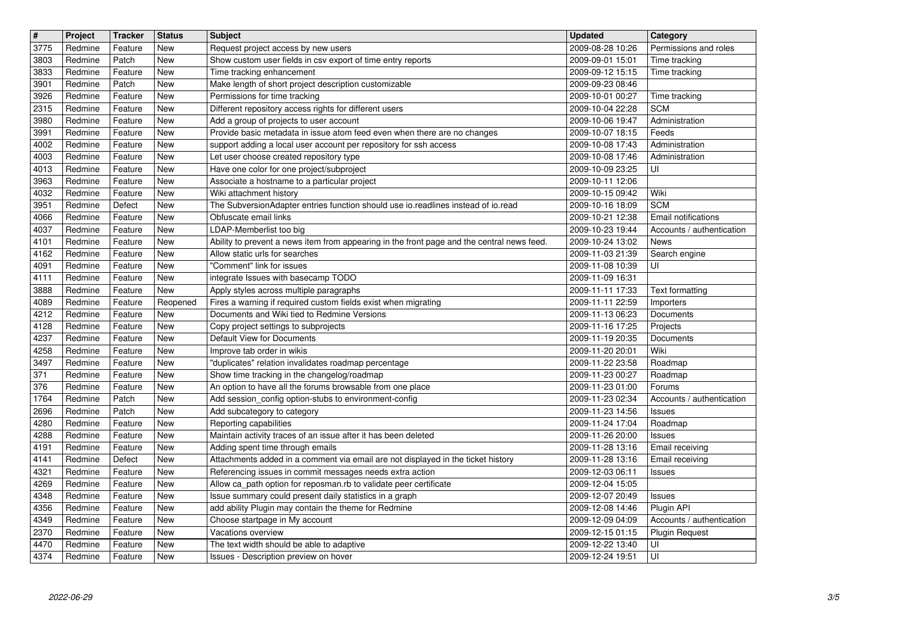| # | Project | Tracker | Status | Subject | Updated | Category |
|---|---|---|---|---|---|---|
| 3775 | Redmine | Feature | New | Request project access by new users | 2009-08-28 10:26 | Permissions and roles |
| 3803 | Redmine | Patch | New | Show custom user fields in csv export of time entry reports | 2009-09-01 15:01 | Time tracking |
| 3833 | Redmine | Feature | New | Time tracking enhancement | 2009-09-12 15:15 | Time tracking |
| 3901 | Redmine | Patch | New | Make length of short project description customizable | 2009-09-23 08:46 | |
| 3926 | Redmine | Feature | New | Permissions for time tracking | 2009-10-01 00:27 | Time tracking |
| 2315 | Redmine | Feature | New | Different repository access rights for different users | 2009-10-04 22:28 | SCM |
| 3980 | Redmine | Feature | New | Add a group of projects to user account | 2009-10-06 19:47 | Administration |
| 3991 | Redmine | Feature | New | Provide basic metadata in issue atom feed even when there are no changes | 2009-10-07 18:15 | Feeds |
| 4002 | Redmine | Feature | New | support adding a local user account per repository for ssh access | 2009-10-08 17:43 | Administration |
| 4003 | Redmine | Feature | New | Let user choose created repository type | 2009-10-08 17:46 | Administration |
| 4013 | Redmine | Feature | New | Have one color for one project/subproject | 2009-10-09 23:25 | UI |
| 3963 | Redmine | Feature | New | Associate a hostname to a particular project | 2009-10-11 12:06 | |
| 4032 | Redmine | Feature | New | Wiki attachment history | 2009-10-15 09:42 | Wiki |
| 3951 | Redmine | Defect | New | The SubversionAdapter entries function should use io.readlines instead of io.read | 2009-10-16 18:09 | SCM |
| 4066 | Redmine | Feature | New | Obfuscate email links | 2009-10-21 12:38 | Email notifications |
| 4037 | Redmine | Feature | New | LDAP-Memberlist too big | 2009-10-23 19:44 | Accounts / authentication |
| 4101 | Redmine | Feature | New | Ability to prevent a news item from appearing in the front page and the central news feed. | 2009-10-24 13:02 | News |
| 4162 | Redmine | Feature | New | Allow static urls for searches | 2009-11-03 21:39 | Search engine |
| 4091 | Redmine | Feature | New | "Comment" link for issues | 2009-11-08 10:39 | UI |
| 4111 | Redmine | Feature | New | integrate Issues with basecamp TODO | 2009-11-09 16:31 | |
| 3888 | Redmine | Feature | New | Apply styles across multiple paragraphs | 2009-11-11 17:33 | Text formatting |
| 4089 | Redmine | Feature | Reopened | Fires a warning if required custom fields exist when migrating | 2009-11-11 22:59 | Importers |
| 4212 | Redmine | Feature | New | Documents and Wiki tied to Redmine Versions | 2009-11-13 06:23 | Documents |
| 4128 | Redmine | Feature | New | Copy project settings to subprojects | 2009-11-16 17:25 | Projects |
| 4237 | Redmine | Feature | New | Default View for Documents | 2009-11-19 20:35 | Documents |
| 4258 | Redmine | Feature | New | Improve tab order in wikis | 2009-11-20 20:01 | Wiki |
| 3497 | Redmine | Feature | New | "duplicates" relation invalidates roadmap percentage | 2009-11-22 23:58 | Roadmap |
| 371 | Redmine | Feature | New | Show time tracking in the changelog/roadmap | 2009-11-23 00:27 | Roadmap |
| 376 | Redmine | Feature | New | An option to have all the forums browsable from one place | 2009-11-23 01:00 | Forums |
| 1764 | Redmine | Patch | New | Add session_config option-stubs to environment-config | 2009-11-23 02:34 | Accounts / authentication |
| 2696 | Redmine | Patch | New | Add subcategory to category | 2009-11-23 14:56 | Issues |
| 4280 | Redmine | Feature | New | Reporting capabilities | 2009-11-24 17:04 | Roadmap |
| 4288 | Redmine | Feature | New | Maintain activity traces of an issue after it has been deleted | 2009-11-26 20:00 | Issues |
| 4191 | Redmine | Feature | New | Adding spent time through emails | 2009-11-28 13:16 | Email receiving |
| 4141 | Redmine | Defect | New | Attachments added in a comment via email are not displayed in the ticket history | 2009-11-28 13:16 | Email receiving |
| 4321 | Redmine | Feature | New | Referencing issues in commit messages needs extra action | 2009-12-03 06:11 | Issues |
| 4269 | Redmine | Feature | New | Allow ca_path option for reposman.rb to validate peer certificate | 2009-12-04 15:05 | |
| 4348 | Redmine | Feature | New | Issue summary could present daily statistics in a graph | 2009-12-07 20:49 | Issues |
| 4356 | Redmine | Feature | New | add ability Plugin may contain the theme for Redmine | 2009-12-08 14:46 | Plugin API |
| 4349 | Redmine | Feature | New | Choose startpage in My account | 2009-12-09 04:09 | Accounts / authentication |
| 2370 | Redmine | Feature | New | Vacations overview | 2009-12-15 01:15 | Plugin Request |
| 4470 | Redmine | Feature | New | The text width should be able to adaptive | 2009-12-22 13:40 | UI |
| 4374 | Redmine | Feature | New | Issues - Description preview on hover | 2009-12-24 19:51 | UI |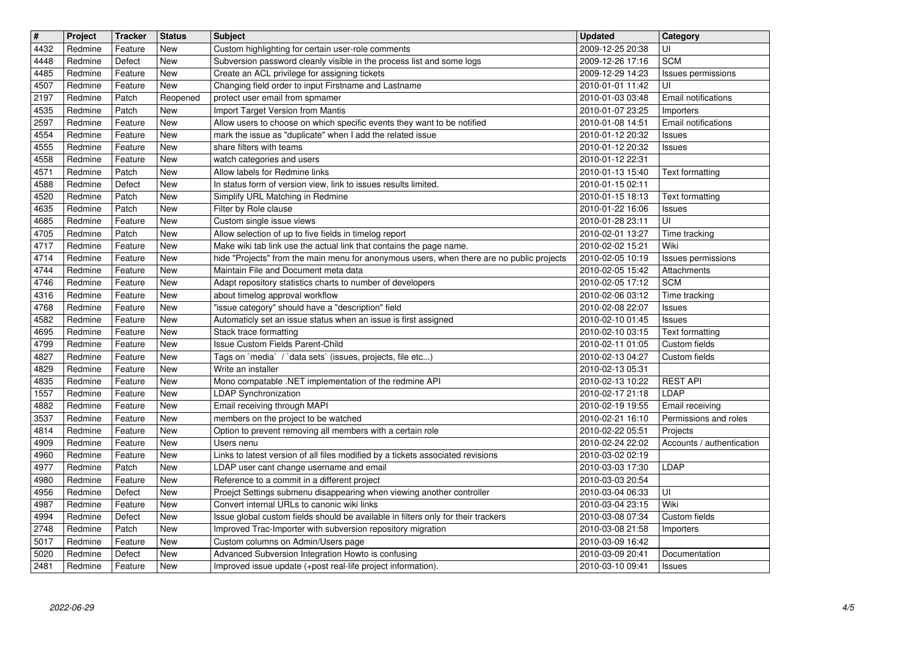| # | Project | Tracker | Status | Subject | Updated | Category |
| --- | --- | --- | --- | --- | --- | --- |
| 4432 | Redmine | Feature | New | Custom highlighting for certain user-role comments | 2009-12-25 20:38 | UI |
| 4448 | Redmine | Defect | New | Subversion password cleanly visible in the process list and some logs | 2009-12-26 17:16 | SCM |
| 4485 | Redmine | Feature | New | Create an ACL privilege for assigning tickets | 2009-12-29 14:23 | Issues permissions |
| 4507 | Redmine | Feature | New | Changing field order to input Firstname and Lastname | 2010-01-01 11:42 | UI |
| 2197 | Redmine | Patch | Reopened | protect user email from spmamer | 2010-01-03 03:48 | Email notifications |
| 4535 | Redmine | Patch | New | Import Target Version from Mantis | 2010-01-07 23:25 | Importers |
| 2597 | Redmine | Feature | New | Allow users to choose on which specific events they want to be notified | 2010-01-08 14:51 | Email notifications |
| 4554 | Redmine | Feature | New | mark the issue as "duplicate" when I add the related issue | 2010-01-12 20:32 | Issues |
| 4555 | Redmine | Feature | New | share filters with teams | 2010-01-12 20:32 | Issues |
| 4558 | Redmine | Feature | New | watch categories and users | 2010-01-12 22:31 | |
| 4571 | Redmine | Patch | New | Allow labels for Redmine links | 2010-01-13 15:40 | Text formatting |
| 4588 | Redmine | Defect | New | In status form of version view, link to issues results limited. | 2010-01-15 02:11 | |
| 4520 | Redmine | Patch | New | Simplify URL Matching in Redmine | 2010-01-15 18:13 | Text formatting |
| 4635 | Redmine | Patch | New | Filter by Role clause | 2010-01-22 16:06 | Issues |
| 4685 | Redmine | Feature | New | Custom single issue views | 2010-01-28 23:11 | UI |
| 4705 | Redmine | Patch | New | Allow selection of up to five fields in timelog report | 2010-02-01 13:27 | Time tracking |
| 4717 | Redmine | Feature | New | Make wiki tab link use the actual link that contains the page name. | 2010-02-02 15:21 | Wiki |
| 4714 | Redmine | Feature | New | hide "Projects" from the main menu for anonymous users, when there are no public projects | 2010-02-05 10:19 | Issues permissions |
| 4744 | Redmine | Feature | New | Maintain File and Document meta data | 2010-02-05 15:42 | Attachments |
| 4746 | Redmine | Feature | New | Adapt repository statistics charts to number of developers | 2010-02-05 17:12 | SCM |
| 4316 | Redmine | Feature | New | about timelog approval workflow | 2010-02-06 03:12 | Time tracking |
| 4768 | Redmine | Feature | New | "issue category" should have a "description" field | 2010-02-08 22:07 | Issues |
| 4582 | Redmine | Feature | New | Automaticly set an issue status when an issue is first assigned | 2010-02-10 01:45 | Issues |
| 4695 | Redmine | Feature | New | Stack trace formatting | 2010-02-10 03:15 | Text formatting |
| 4799 | Redmine | Feature | New | Issue Custom Fields Parent-Child | 2010-02-11 01:05 | Custom fields |
| 4827 | Redmine | Feature | New | Tags on `media` / `data sets` (issues, projects, file etc...) | 2010-02-13 04:27 | Custom fields |
| 4829 | Redmine | Feature | New | Write an installer | 2010-02-13 05:31 | |
| 4835 | Redmine | Feature | New | Mono compatable .NET implementation of the redmine API | 2010-02-13 10:22 | REST API |
| 1557 | Redmine | Feature | New | LDAP Synchronization | 2010-02-17 21:18 | LDAP |
| 4882 | Redmine | Feature | New | Email receiving through MAPI | 2010-02-19 19:55 | Email receiving |
| 3537 | Redmine | Feature | New | members on the project to be watched | 2010-02-21 16:10 | Permissions and roles |
| 4814 | Redmine | Feature | New | Option to prevent removing all members with a certain role | 2010-02-22 05:51 | Projects |
| 4909 | Redmine | Feature | New | Users nenu | 2010-02-24 22:02 | Accounts / authentication |
| 4960 | Redmine | Feature | New | Links to latest version of all files modified by a tickets associated revisions | 2010-03-02 02:19 | |
| 4977 | Redmine | Patch | New | LDAP user cant change username and email | 2010-03-03 17:30 | LDAP |
| 4980 | Redmine | Feature | New | Reference to a commit in a different project | 2010-03-03 20:54 | |
| 4956 | Redmine | Defect | New | Proejct Settings submenu disappearing when viewing another controller | 2010-03-04 06:33 | UI |
| 4987 | Redmine | Feature | New | Convert internal URLs to canonic wiki links | 2010-03-04 23:15 | Wiki |
| 4994 | Redmine | Defect | New | Issue global custom fields should be available in filters only for their trackers | 2010-03-08 07:34 | Custom fields |
| 2748 | Redmine | Patch | New | Improved Trac-Importer with subversion repository migration | 2010-03-08 21:58 | Importers |
| 5017 | Redmine | Feature | New | Custom columns on Admin/Users page | 2010-03-09 16:42 | |
| 5020 | Redmine | Defect | New | Advanced Subversion Integration Howto is confusing | 2010-03-09 20:41 | Documentation |
| 2481 | Redmine | Feature | New | Improved issue update (+post real-life project information). | 2010-03-10 09:41 | Issues |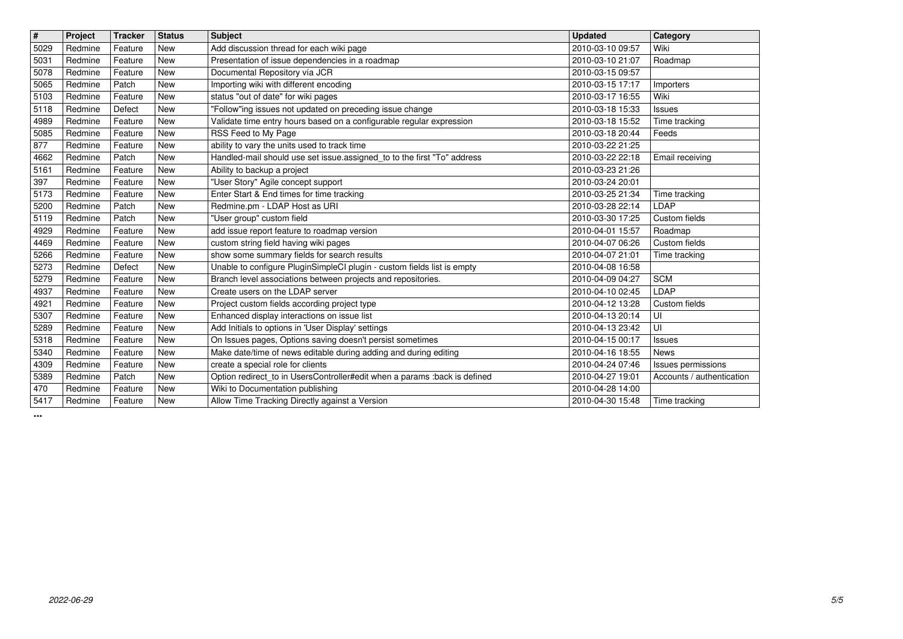| # | Project | Tracker | Status | Subject | Updated | Category |
|---|---|---|---|---|---|---|
| 5029 | Redmine | Feature | New | Add discussion thread for each wiki page | 2010-03-10 09:57 | Wiki |
| 5031 | Redmine | Feature | New | Presentation of issue dependencies in a roadmap | 2010-03-10 21:07 | Roadmap |
| 5078 | Redmine | Feature | New | Documental Repository vía JCR | 2010-03-15 09:57 | |
| 5065 | Redmine | Patch | New | Importing wiki with different encoding | 2010-03-15 17:17 | Importers |
| 5103 | Redmine | Feature | New | status "out of date" for wiki pages | 2010-03-17 16:55 | Wiki |
| 5118 | Redmine | Defect | New | "Follow"ing issues not updated on preceding issue change | 2010-03-18 15:33 | Issues |
| 4989 | Redmine | Feature | New | Validate time entry hours based on a configurable regular expression | 2010-03-18 15:52 | Time tracking |
| 5085 | Redmine | Feature | New | RSS Feed to My Page | 2010-03-18 20:44 | Feeds |
| 877 | Redmine | Feature | New | ability to vary the units used to track time | 2010-03-22 21:25 | |
| 4662 | Redmine | Patch | New | Handled-mail should use set issue.assigned_to to the first "To" address | 2010-03-22 22:18 | Email receiving |
| 5161 | Redmine | Feature | New | Ability to backup a project | 2010-03-23 21:26 | |
| 397 | Redmine | Feature | New | "User Story" Agile concept support | 2010-03-24 20:01 | |
| 5173 | Redmine | Feature | New | Enter Start & End times for time tracking | 2010-03-25 21:34 | Time tracking |
| 5200 | Redmine | Patch | New | Redmine.pm - LDAP Host as URI | 2010-03-28 22:14 | LDAP |
| 5119 | Redmine | Patch | New | "User group" custom field | 2010-03-30 17:25 | Custom fields |
| 4929 | Redmine | Feature | New | add issue report feature to roadmap version | 2010-04-01 15:57 | Roadmap |
| 4469 | Redmine | Feature | New | custom string field having wiki pages | 2010-04-07 06:26 | Custom fields |
| 5266 | Redmine | Feature | New | show some summary fields for search results | 2010-04-07 21:01 | Time tracking |
| 5273 | Redmine | Defect | New | Unable to configure PluginSimpleCI plugin - custom fields list is empty | 2010-04-08 16:58 | |
| 5279 | Redmine | Feature | New | Branch level associations between projects and repositories. | 2010-04-09 04:27 | SCM |
| 4937 | Redmine | Feature | New | Create users on the LDAP server | 2010-04-10 02:45 | LDAP |
| 4921 | Redmine | Feature | New | Project custom fields according project type | 2010-04-12 13:28 | Custom fields |
| 5307 | Redmine | Feature | New | Enhanced display interactions on issue list | 2010-04-13 20:14 | UI |
| 5289 | Redmine | Feature | New | Add Initials to options in 'User Display' settings | 2010-04-13 23:42 | UI |
| 5318 | Redmine | Feature | New | On Issues pages, Options saving doesn't persist sometimes | 2010-04-15 00:17 | Issues |
| 5340 | Redmine | Feature | New | Make date/time of news editable during adding and during editing | 2010-04-16 18:55 | News |
| 4309 | Redmine | Feature | New | create a special role for clients | 2010-04-24 07:46 | Issues permissions |
| 5389 | Redmine | Patch | New | Option redirect_to in UsersController#edit when a params :back is defined | 2010-04-27 19:01 | Accounts / authentication |
| 470 | Redmine | Feature | New | Wiki to Documentation publishing | 2010-04-28 14:00 | |
| 5417 | Redmine | Feature | New | Allow Time Tracking Directly against a Version | 2010-04-30 15:48 | Time tracking |

...